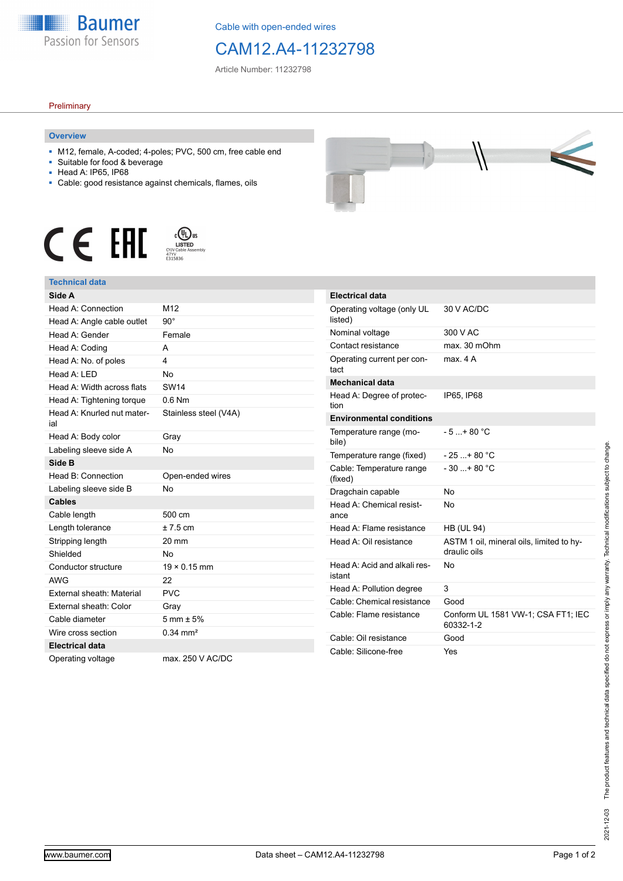Cable with open-ended wires

# CAM12.A4-11232798

Article Number: 11232798

Preliminary

## Overview

- M12, female, A-coded; 4-poles; PVC, 500 cm, free cable end
- Suitable for food & beverage
- Head A: IP65, IP68
- Cable: good resistance against chemicals, flames, oils

LISTED CYJV Cable Assembly 47YV E315836

## Technical data

| Side A | |
|---|---|
| Head A: Connection | M12 |
| Head A: Angle cable outlet | 90° |
| Head A: Gender | Female |
| Head A: Coding | A |
| Head A: No. of poles | 4 |
| Head A: LED | No |
| Head A: Width across flats | SW14 |
| Head A: Tightening torque | 0.6 Nm |
| Head A: Knurled nut material | Stainless steel (V4A) |
| Head A: Body color | Gray |
| Labeling sleeve side A | No |
| **Side B** | |
| Head B: Connection | Open-ended wires |
| Labeling sleeve side B | No |
| **Cables** | |
| Cable length | 500 cm |
| Length tolerance | ± 7.5 cm |
| Stripping length | 20 mm |
| Shielded | No |
| Conductor structure | 19 × 0.15 mm |
| AWG | 22 |
| External sheath: Material | PVC |
| External sheath: Color | Gray |
| Cable diameter | 5 mm ± 5% |
| Wire cross section | 0.34 mm² |
| **Electrical data** | |
| Operating voltage | max. 250 V AC/DC |

| Electrical data | |
|---|---|
| Operating voltage (only UL listed) | 30 V AC/DC |
| Nominal voltage | 300 V AC |
| Contact resistance | max. 30 mOhm |
| Operating current per contact | max. 4 A |
| **Mechanical data** | |
| Head A: Degree of protection | IP65, IP68 |
| **Environmental conditions** | |
| Temperature range (mobile) | - 5 ...+ 80 °C |
| Temperature range (fixed) | - 25 ...+ 80 °C |
| Cable: Temperature range (fixed) | - 30 ...+ 80 °C |
| Dragchain capable | No |
| Head A: Chemical resistance | No |
| Head A: Flame resistance | HB (UL 94) |
| Head A: Oil resistance | ASTM 1 oil, mineral oils, limited to hydraulic oils |
| Head A: Acid and alkali resistant | No |
| Head A: Pollution degree | 3 |
| Cable: Chemical resistance | Good |
| Cable: Flame resistance | Conform UL 1581 VW-1; CSA FT1; IEC 60332-1-2 |
| Cable: Oil resistance | Good |
| Cable: Silicone-free | Yes |

2021-12-03 The product features and technical data specified do not express or imply any warranty. Technical modifications subject to change.

www.baumer.com Data sheet – CAM12.A4-11232798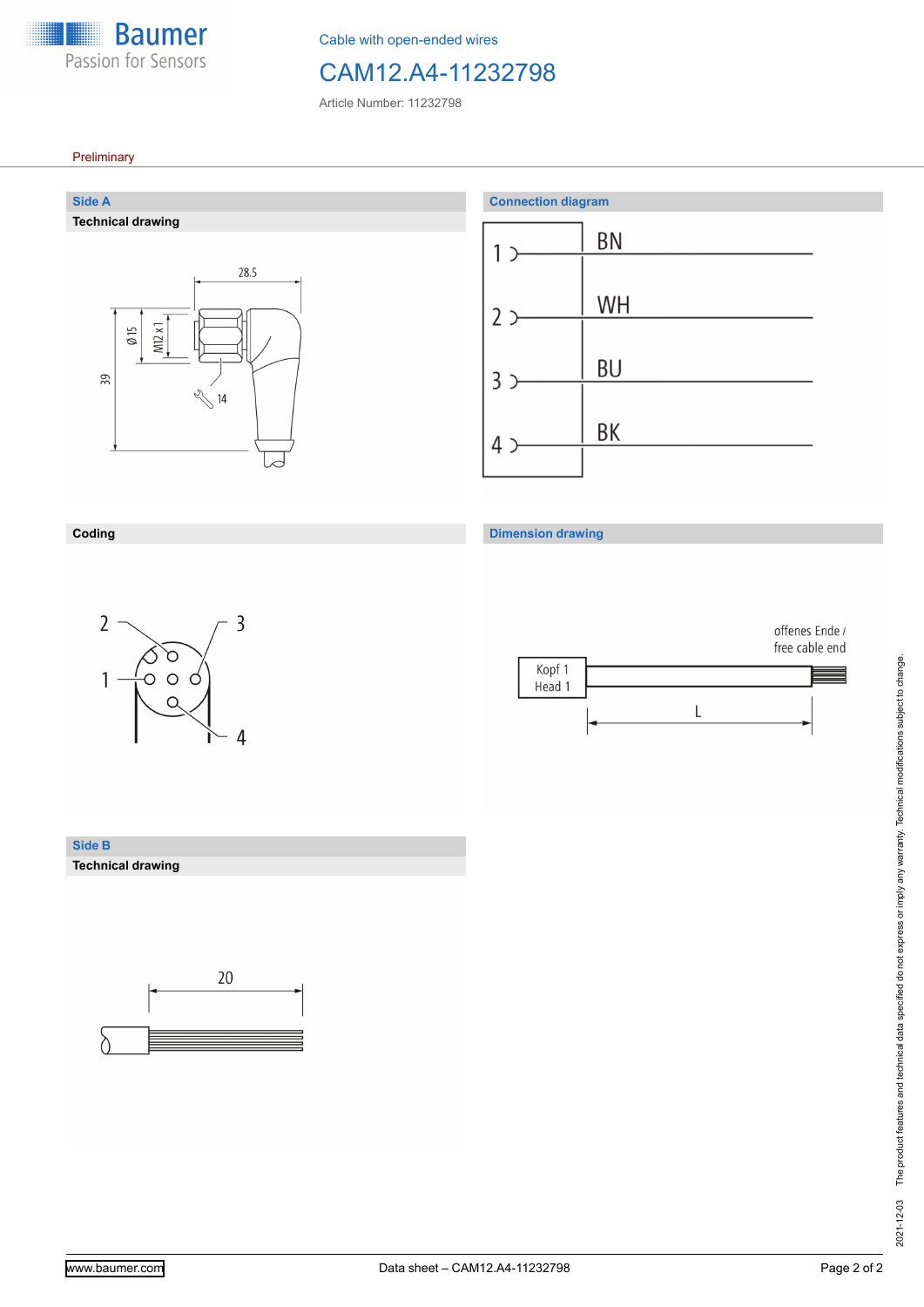Cable with open-ended wires

# CAM12.A4-11232798

Article Number: 11232798

Preliminary

## Side A

### Technical drawing

28.5

Ø 15

M12 x 1

39

14

## Connection diagram

1 BN

2 WH

3 BU

4 BK

### Coding

2 3

1

4

## Dimension drawing

Kopf 1
Head 1

offenes Ende /
free cable end

L

## Side B

### Technical drawing

20

The product features and technical data specified do not express or imply any warranty. Technical modifications subject to change.

2021-12-03